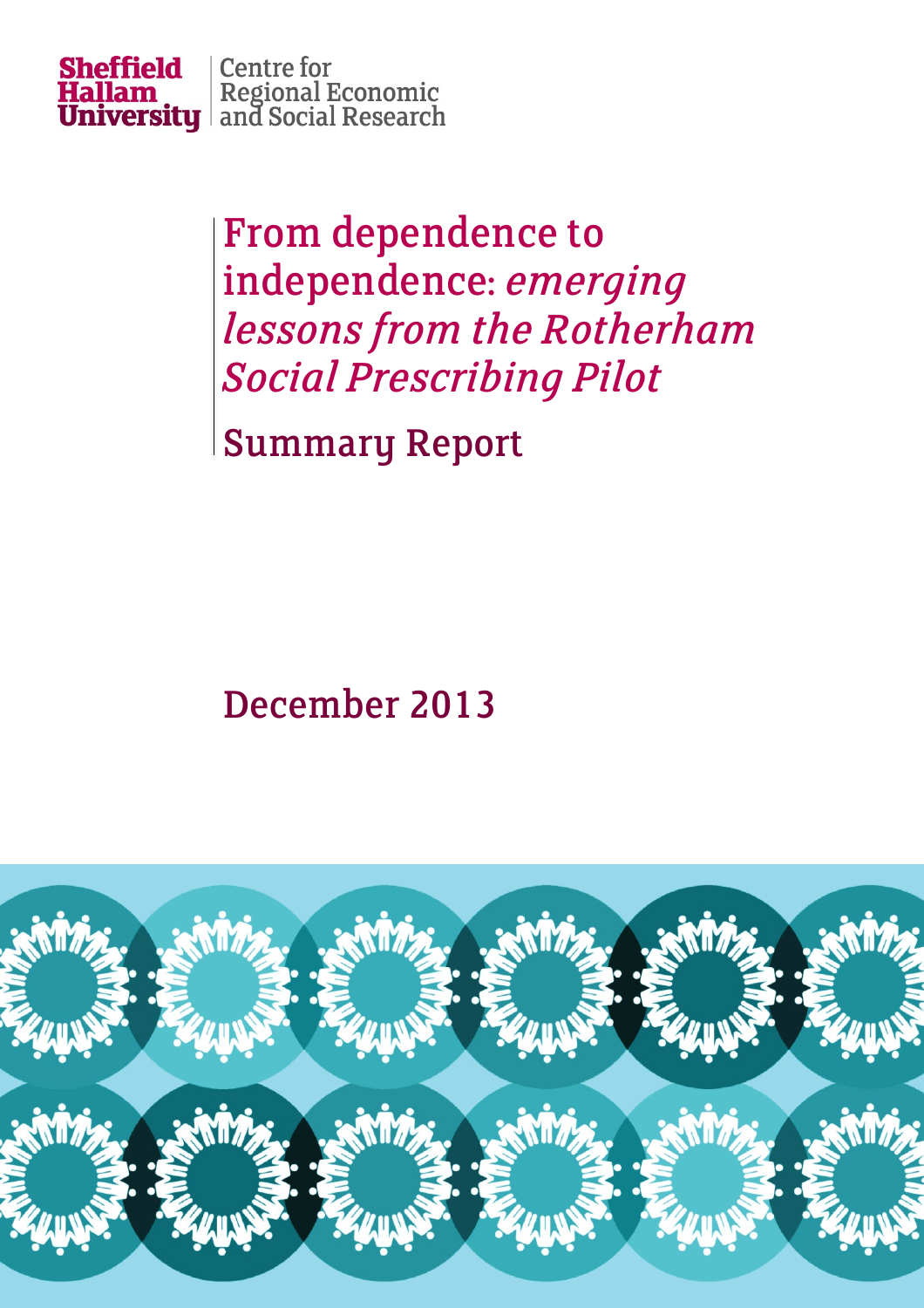Sheffield Hallam University | Centre for Regional Economic and Social Research

# From dependence to independence: *emerging lessons from the Rotherham Social Prescribing Pilot*

## Summary Report

December 2013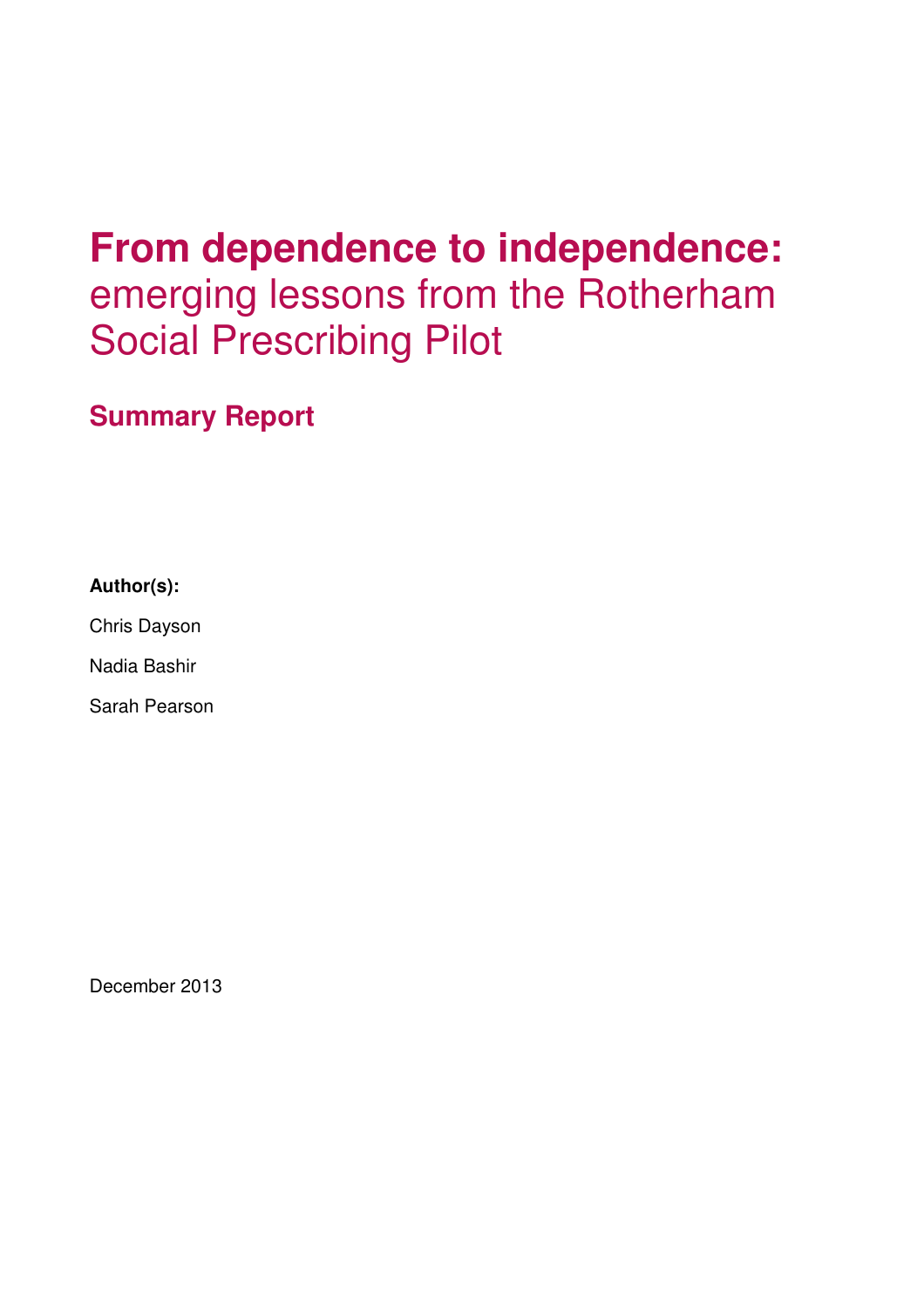# From dependence to independence: emerging lessons from the Rotherham Social Prescribing Pilot

## Summary Report

**Author(s):**

Chris Dayson

Nadia Bashir

Sarah Pearson

December 2013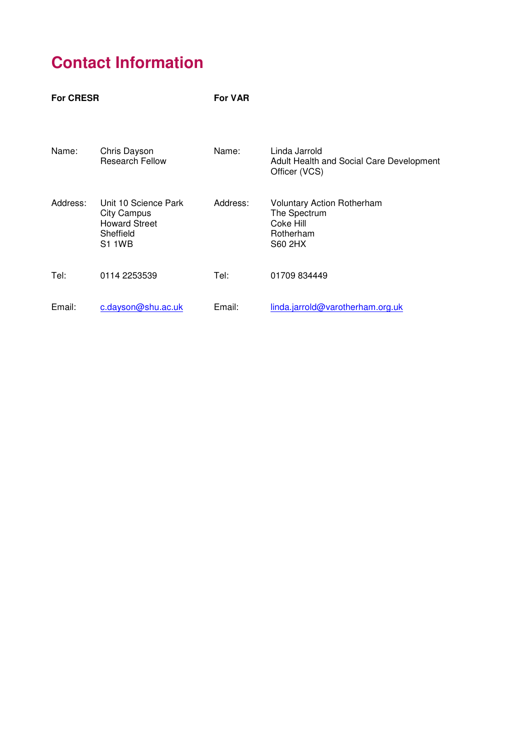# Contact Information

| **For CRESR** | | **For VAR** | |
|---|---|---|---|
| Name: | Chris Dayson<br>Research Fellow | Name: | Linda Jarrold<br>Adult Health and Social Care Development Officer (VCS) |
| Address: | Unit 10 Science Park<br>City Campus<br>Howard Street<br>Sheffield<br>S1 1WB | Address: | Voluntary Action Rotherham<br>The Spectrum<br>Coke Hill<br>Rotherham<br>S60 2HX |
| Tel: | 0114 2253539 | Tel: | 01709 834449 |
| Email: | c.dayson@shu.ac.uk | Email: | linda.jarrold@varotherham.org.uk |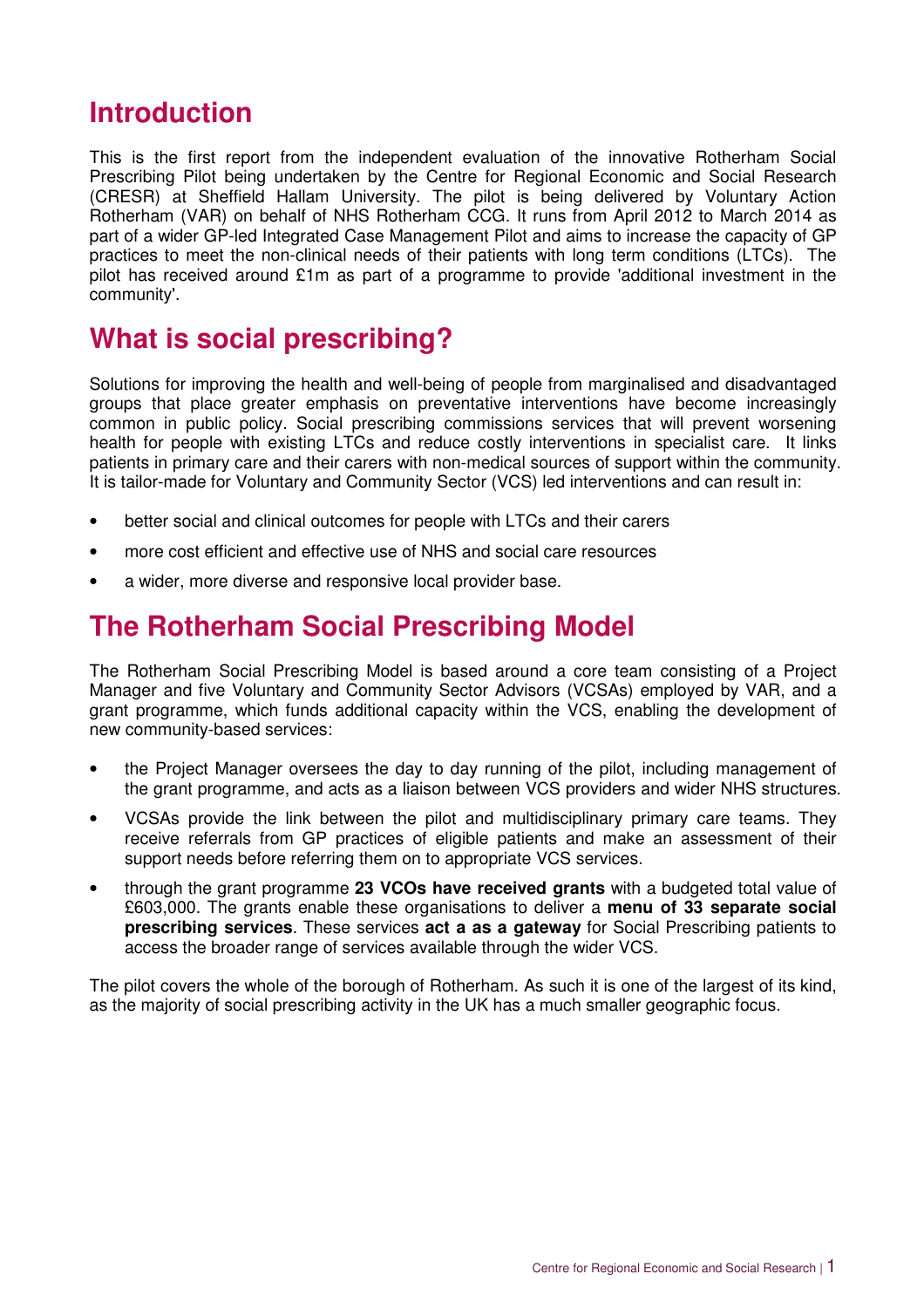# Introduction

This is the first report from the independent evaluation of the innovative Rotherham Social Prescribing Pilot being undertaken by the Centre for Regional Economic and Social Research (CRESR) at Sheffield Hallam University. The pilot is being delivered by Voluntary Action Rotherham (VAR) on behalf of NHS Rotherham CCG. It runs from April 2012 to March 2014 as part of a wider GP-led Integrated Case Management Pilot and aims to increase the capacity of GP practices to meet the non-clinical needs of their patients with long term conditions (LTCs). The pilot has received around £1m as part of a programme to provide 'additional investment in the community'.

# What is social prescribing?

Solutions for improving the health and well-being of people from marginalised and disadvantaged groups that place greater emphasis on preventative interventions have become increasingly common in public policy. Social prescribing commissions services that will prevent worsening health for people with existing LTCs and reduce costly interventions in specialist care. It links patients in primary care and their carers with non-medical sources of support within the community. It is tailor-made for Voluntary and Community Sector (VCS) led interventions and can result in:

- better social and clinical outcomes for people with LTCs and their carers
- more cost efficient and effective use of NHS and social care resources
- a wider, more diverse and responsive local provider base.

# The Rotherham Social Prescribing Model

The Rotherham Social Prescribing Model is based around a core team consisting of a Project Manager and five Voluntary and Community Sector Advisors (VCSAs) employed by VAR, and a grant programme, which funds additional capacity within the VCS, enabling the development of new community-based services:

- the Project Manager oversees the day to day running of the pilot, including management of the grant programme, and acts as a liaison between VCS providers and wider NHS structures.
- VCSAs provide the link between the pilot and multidisciplinary primary care teams. They receive referrals from GP practices of eligible patients and make an assessment of their support needs before referring them on to appropriate VCS services.
- through the grant programme **23 VCOs have received grants** with a budgeted total value of £603,000. The grants enable these organisations to deliver a **menu of 33 separate social prescribing services**. These services **act a as a gateway** for Social Prescribing patients to access the broader range of services available through the wider VCS.

The pilot covers the whole of the borough of Rotherham. As such it is one of the largest of its kind, as the majority of social prescribing activity in the UK has a much smaller geographic focus.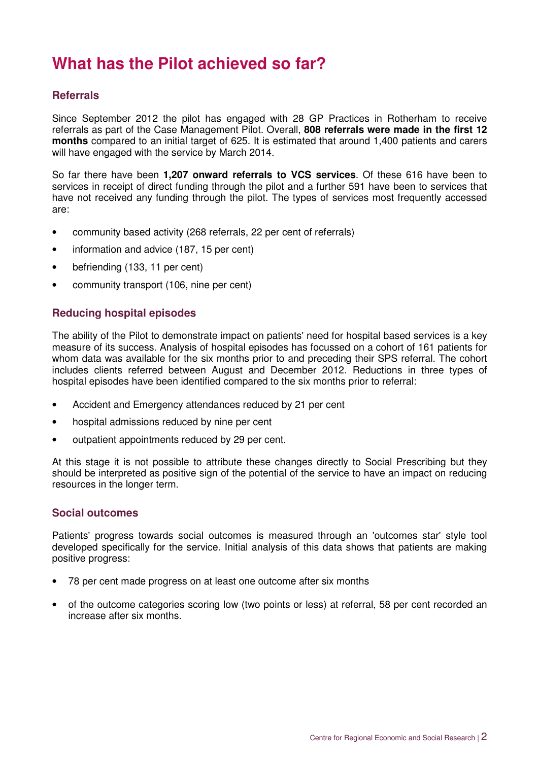# What has the Pilot achieved so far?

## Referrals

Since September 2012 the pilot has engaged with 28 GP Practices in Rotherham to receive referrals as part of the Case Management Pilot. Overall, **808 referrals were made in the first 12 months** compared to an initial target of 625. It is estimated that around 1,400 patients and carers will have engaged with the service by March 2014.

So far there have been **1,207 onward referrals to VCS services**. Of these 616 have been to services in receipt of direct funding through the pilot and a further 591 have been to services that have not received any funding through the pilot. The types of services most frequently accessed are:

- community based activity (268 referrals, 22 per cent of referrals)
- information and advice (187, 15 per cent)
- befriending (133, 11 per cent)
- community transport (106, nine per cent)

## Reducing hospital episodes

The ability of the Pilot to demonstrate impact on patients' need for hospital based services is a key measure of its success. Analysis of hospital episodes has focussed on a cohort of 161 patients for whom data was available for the six months prior to and preceding their SPS referral. The cohort includes clients referred between August and December 2012. Reductions in three types of hospital episodes have been identified compared to the six months prior to referral:

- Accident and Emergency attendances reduced by 21 per cent
- hospital admissions reduced by nine per cent
- outpatient appointments reduced by 29 per cent.

At this stage it is not possible to attribute these changes directly to Social Prescribing but they should be interpreted as positive sign of the potential of the service to have an impact on reducing resources in the longer term.

## Social outcomes

Patients' progress towards social outcomes is measured through an 'outcomes star' style tool developed specifically for the service. Initial analysis of this data shows that patients are making positive progress:

- 78 per cent made progress on at least one outcome after six months
- of the outcome categories scoring low (two points or less) at referral, 58 per cent recorded an increase after six months.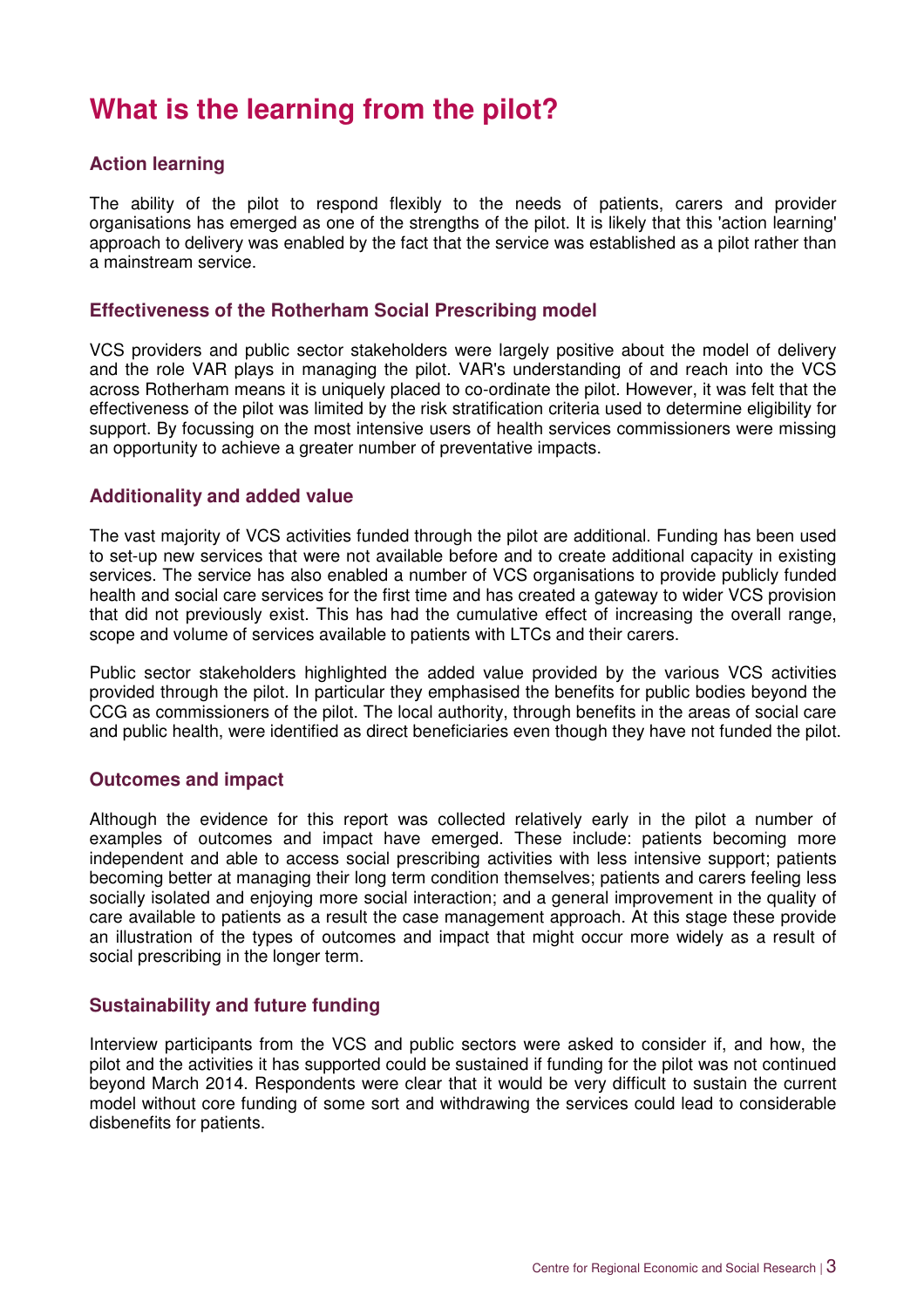# What is the learning from the pilot?

### Action learning

The ability of the pilot to respond flexibly to the needs of patients, carers and provider organisations has emerged as one of the strengths of the pilot. It is likely that this 'action learning' approach to delivery was enabled by the fact that the service was established as a pilot rather than a mainstream service.

### Effectiveness of the Rotherham Social Prescribing model

VCS providers and public sector stakeholders were largely positive about the model of delivery and the role VAR plays in managing the pilot. VAR's understanding of and reach into the VCS across Rotherham means it is uniquely placed to co-ordinate the pilot. However, it was felt that the effectiveness of the pilot was limited by the risk stratification criteria used to determine eligibility for support. By focussing on the most intensive users of health services commissioners were missing an opportunity to achieve a greater number of preventative impacts.

### Additionality and added value

The vast majority of VCS activities funded through the pilot are additional. Funding has been used to set-up new services that were not available before and to create additional capacity in existing services. The service has also enabled a number of VCS organisations to provide publicly funded health and social care services for the first time and has created a gateway to wider VCS provision that did not previously exist. This has had the cumulative effect of increasing the overall range, scope and volume of services available to patients with LTCs and their carers.

Public sector stakeholders highlighted the added value provided by the various VCS activities provided through the pilot. In particular they emphasised the benefits for public bodies beyond the CCG as commissioners of the pilot. The local authority, through benefits in the areas of social care and public health, were identified as direct beneficiaries even though they have not funded the pilot.

### Outcomes and impact

Although the evidence for this report was collected relatively early in the pilot a number of examples of outcomes and impact have emerged. These include: patients becoming more independent and able to access social prescribing activities with less intensive support; patients becoming better at managing their long term condition themselves; patients and carers feeling less socially isolated and enjoying more social interaction; and a general improvement in the quality of care available to patients as a result the case management approach. At this stage these provide an illustration of the types of outcomes and impact that might occur more widely as a result of social prescribing in the longer term.

### Sustainability and future funding

Interview participants from the VCS and public sectors were asked to consider if, and how, the pilot and the activities it has supported could be sustained if funding for the pilot was not continued beyond March 2014. Respondents were clear that it would be very difficult to sustain the current model without core funding of some sort and withdrawing the services could lead to considerable disbenefits for patients.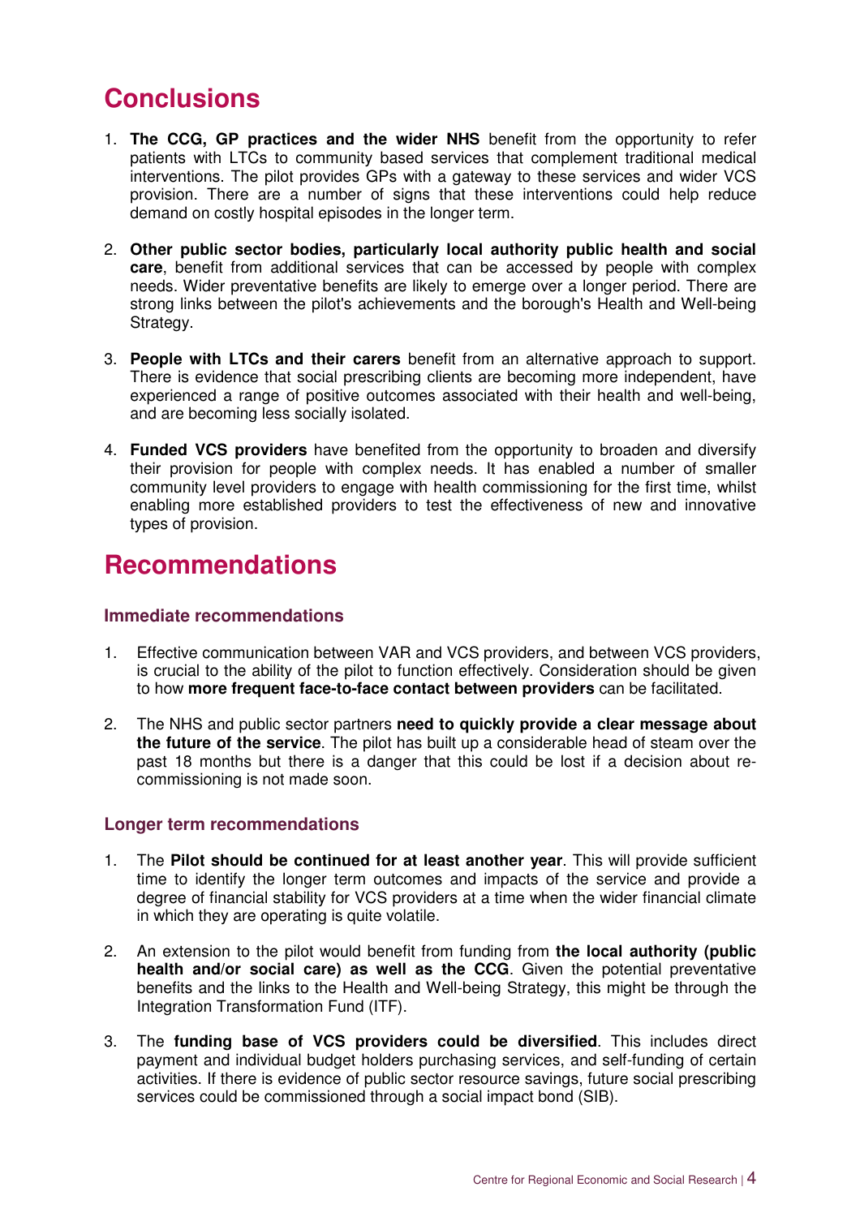# Conclusions

1. **The CCG, GP practices and the wider NHS** benefit from the opportunity to refer patients with LTCs to community based services that complement traditional medical interventions. The pilot provides GPs with a gateway to these services and wider VCS provision. There are a number of signs that these interventions could help reduce demand on costly hospital episodes in the longer term.

2. **Other public sector bodies, particularly local authority public health and social care**, benefit from additional services that can be accessed by people with complex needs. Wider preventative benefits are likely to emerge over a longer period. There are strong links between the pilot's achievements and the borough's Health and Well-being Strategy.

3. **People with LTCs and their carers** benefit from an alternative approach to support. There is evidence that social prescribing clients are becoming more independent, have experienced a range of positive outcomes associated with their health and well-being, and are becoming less socially isolated.

4. **Funded VCS providers** have benefited from the opportunity to broaden and diversify their provision for people with complex needs. It has enabled a number of smaller community level providers to engage with health commissioning for the first time, whilst enabling more established providers to test the effectiveness of new and innovative types of provision.

# Recommendations

### Immediate recommendations

1. Effective communication between VAR and VCS providers, and between VCS providers, is crucial to the ability of the pilot to function effectively. Consideration should be given to how **more frequent face-to-face contact between providers** can be facilitated.

2. The NHS and public sector partners **need to quickly provide a clear message about the future of the service**. The pilot has built up a considerable head of steam over the past 18 months but there is a danger that this could be lost if a decision about re-commissioning is not made soon.

### Longer term recommendations

1. The **Pilot should be continued for at least another year**. This will provide sufficient time to identify the longer term outcomes and impacts of the service and provide a degree of financial stability for VCS providers at a time when the wider financial climate in which they are operating is quite volatile.

2. An extension to the pilot would benefit from funding from **the local authority (public health and/or social care) as well as the CCG**. Given the potential preventative benefits and the links to the Health and Well-being Strategy, this might be through the Integration Transformation Fund (ITF).

3. The **funding base of VCS providers could be diversified**. This includes direct payment and individual budget holders purchasing services, and self-funding of certain activities. If there is evidence of public sector resource savings, future social prescribing services could be commissioned through a social impact bond (SIB).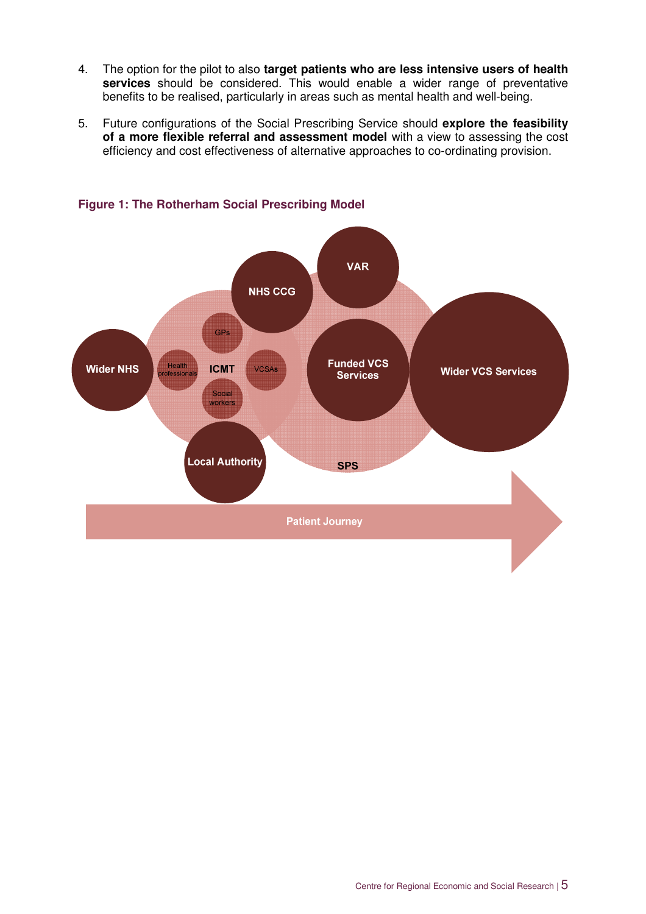4. The option for the pilot to also **target patients who are less intensive users of health services** should be considered. This would enable a wider range of preventative benefits to be realised, particularly in areas such as mental health and well-being.

5. Future configurations of the Social Prescribing Service should **explore the feasibility of a more flexible referral and assessment model** with a view to assessing the cost efficiency and cost effectiveness of alternative approaches to co-ordinating provision.

### Figure 1: The Rotherham Social Prescribing Model

VAR

NHS CCG

GPs

Wider NHS

Health professionals

ICMT

VCSAs

Funded VCS Services

Wider VCS Services

Social workers

Local Authority

SPS

Patient Journey